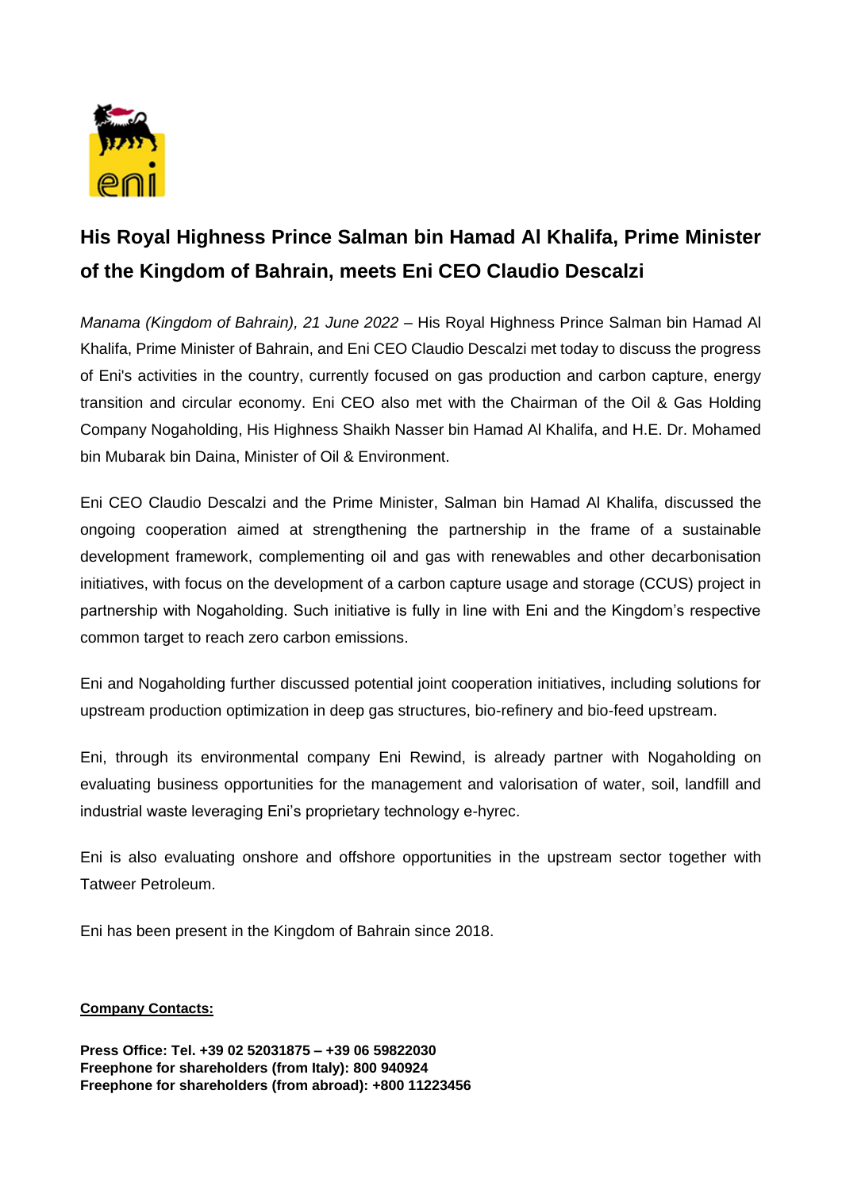# His Royal Highness Prince Salman bin Hamad Al Khalifa, Prime Minister of the Kingdom of Bahrain, meets Eni CEO Claudio Descalzi

*Manama (Kingdom of Bahrain), 21 June 2022* – His Royal Highness Prince Salman bin Hamad Al Khalifa, Prime Minister of Bahrain, and Eni CEO Claudio Descalzi met today to discuss the progress of Eni's activities in the country, currently focused on gas production and carbon capture, energy transition and circular economy. Eni CEO also met with the Chairman of the Oil & Gas Holding Company Nogaholding, His Highness Shaikh Nasser bin Hamad Al Khalifa, and H.E. Dr. Mohamed bin Mubarak bin Daina, Minister of Oil & Environment.

Eni CEO Claudio Descalzi and the Prime Minister, Salman bin Hamad Al Khalifa, discussed the ongoing cooperation aimed at strengthening the partnership in the frame of a sustainable development framework, complementing oil and gas with renewables and other decarbonisation initiatives, with focus on the development of a carbon capture usage and storage (CCUS) project in partnership with Nogaholding. Such initiative is fully in line with Eni and the Kingdom's respective common target to reach zero carbon emissions.

Eni and Nogaholding further discussed potential joint cooperation initiatives, including solutions for upstream production optimization in deep gas structures, bio-refinery and bio-feed upstream.

Eni, through its environmental company Eni Rewind, is already partner with Nogaholding on evaluating business opportunities for the management and valorisation of water, soil, landfill and industrial waste leveraging Eni's proprietary technology e-hyrec.

Eni is also evaluating onshore and offshore opportunities in the upstream sector together with Tatweer Petroleum.

Eni has been present in the Kingdom of Bahrain since 2018.

**Company Contacts:**

**Press Office: Tel. +39 02 52031875 – +39 06 59822030**
**Freephone for shareholders (from Italy): 800 940924**
**Freephone for shareholders (from abroad): +800 11223456**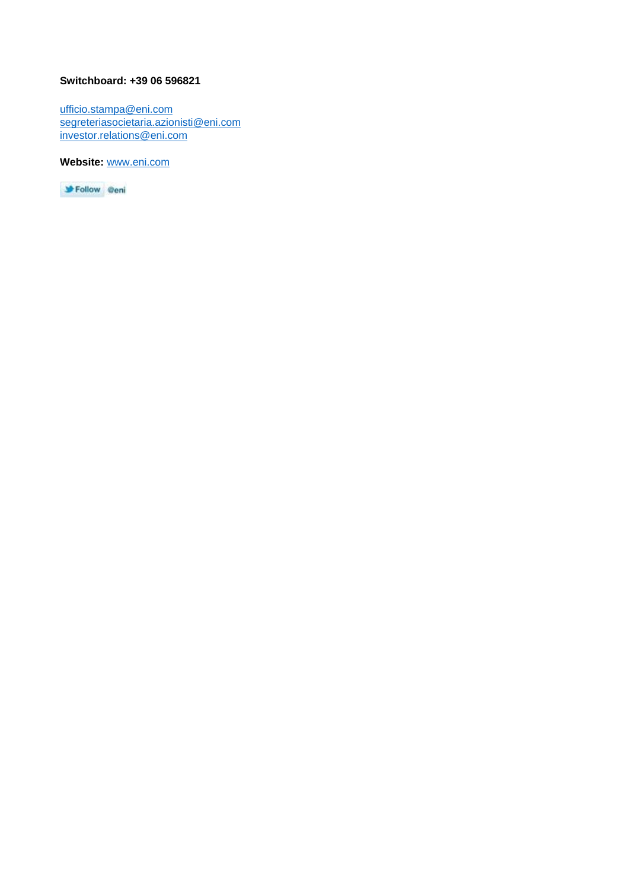**Switchboard: +39 06 596821**

ufficio.stampa@eni.com
segreteriasocietaria.azionisti@eni.com
investor.relations@eni.com

**Website:** www.eni.com

Follow @eni